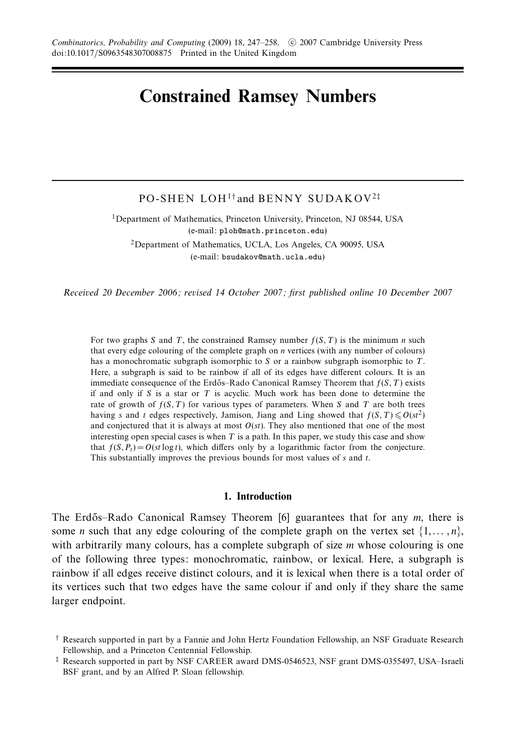# Constrained Ramsey Numbers

PO-SHEN LOH[1†] and BENNY SUDAKOV[2‡]

[1]Department of Mathematics, Princeton University, Princeton, NJ 08544, USA
(e-mail: ploh@math.princeton.edu)

[2]Department of Mathematics, UCLA, Los Angeles, CA 90095, USA
(e-mail: bsudakov@math.ucla.edu)

*Received 20 December 2006; revised 14 October 2007; first published online 10 December 2007*

For two graphs $S$ and $T$, the constrained Ramsey number $f(S, T)$ is the minimum $n$ such that every edge colouring of the complete graph on $n$ vertices (with any number of colours) has a monochromatic subgraph isomorphic to $S$ or a rainbow subgraph isomorphic to $T$. Here, a subgraph is said to be rainbow if all of its edges have different colours. It is an immediate consequence of the Erdős–Rado Canonical Ramsey Theorem that $f(S, T)$ exists if and only if $S$ is a star or $T$ is acyclic. Much work has been done to determine the rate of growth of $f(S, T)$ for various types of parameters. When $S$ and $T$ are both trees having $s$ and $t$ edges respectively, Jamison, Jiang and Ling showed that $f(S, T) \leqslant O(st^2)$ and conjectured that it is always at most $O(st)$. They also mentioned that one of the most interesting open special cases is when $T$ is a path. In this paper, we study this case and show that $f(S, P_t) = O(st \log t)$, which differs only by a logarithmic factor from the conjecture. This substantially improves the previous bounds for most values of $s$ and $t$.

## 1. Introduction

The Erdős–Rado Canonical Ramsey Theorem [6] guarantees that for any $m$, there is some $n$ such that any edge colouring of the complete graph on the vertex set $\{1, \ldots, n\}$, with arbitrarily many colours, has a complete subgraph of size $m$ whose colouring is one of the following three types: monochromatic, rainbow, or lexical. Here, a subgraph is rainbow if all edges receive distinct colours, and it is lexical when there is a total order of its vertices such that two edges have the same colour if and only if they share the same larger endpoint.

† Research supported in part by a Fannie and John Hertz Foundation Fellowship, an NSF Graduate Research Fellowship, and a Princeton Centennial Fellowship.

‡ Research supported in part by NSF CAREER award DMS-0546523, NSF grant DMS-0355497, USA–Israeli BSF grant, and by an Alfred P. Sloan fellowship.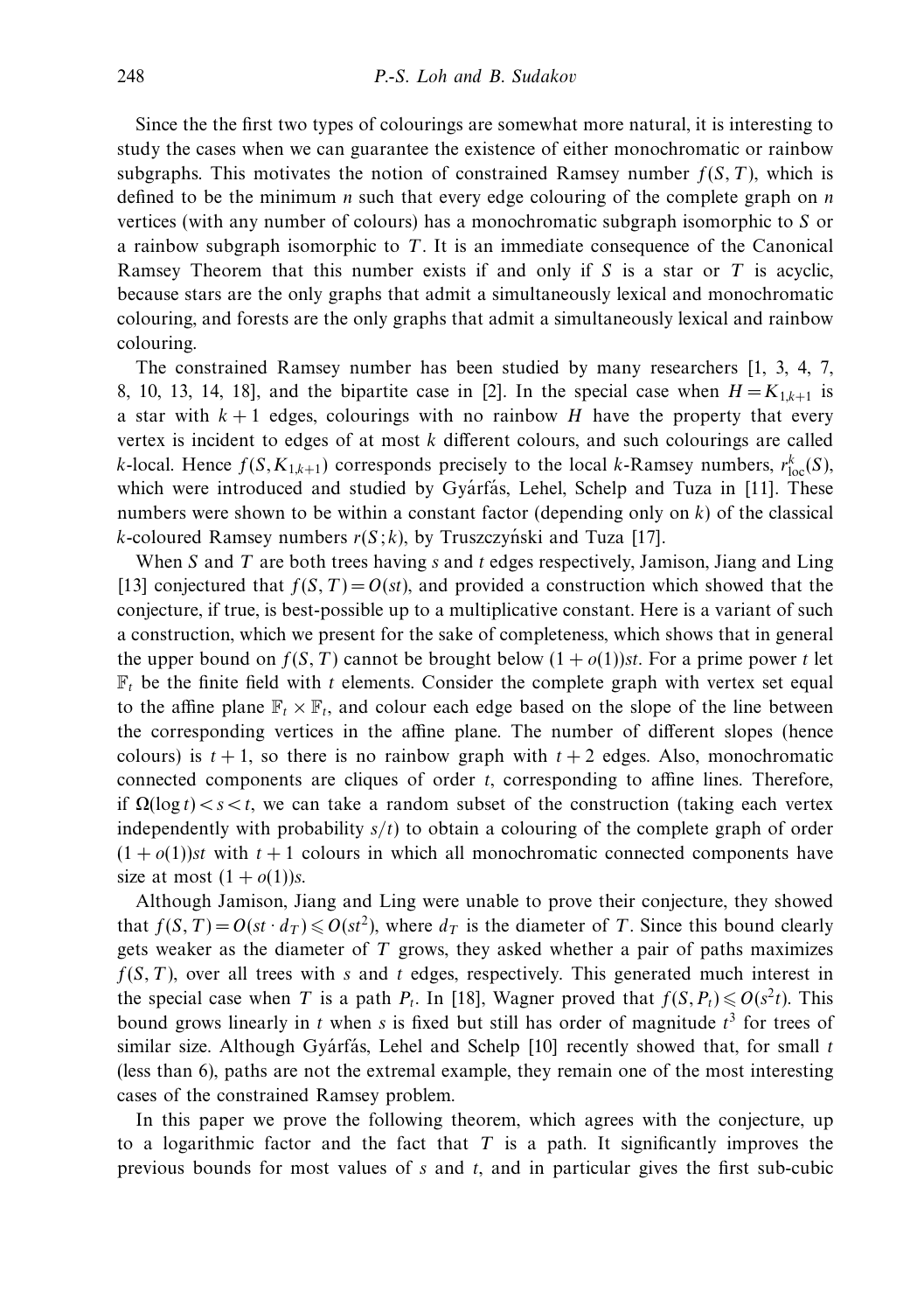Since the the first two types of colourings are somewhat more natural, it is interesting to study the cases when we can guarantee the existence of either monochromatic or rainbow subgraphs. This motivates the notion of constrained Ramsey number $f(S, T)$, which is defined to be the minimum $n$ such that every edge colouring of the complete graph on $n$ vertices (with any number of colours) has a monochromatic subgraph isomorphic to $S$ or a rainbow subgraph isomorphic to $T$. It is an immediate consequence of the Canonical Ramsey Theorem that this number exists if and only if $S$ is a star or $T$ is acyclic, because stars are the only graphs that admit a simultaneously lexical and monochromatic colouring, and forests are the only graphs that admit a simultaneously lexical and rainbow colouring.

The constrained Ramsey number has been studied by many researchers [1, 3, 4, 7, 8, 10, 13, 14, 18], and the bipartite case in [2]. In the special case when $H = K_{1,k+1}$ is a star with $k + 1$ edges, colourings with no rainbow $H$ have the property that every vertex is incident to edges of at most $k$ different colours, and such colourings are called $k$-local. Hence $f(S, K_{1,k+1})$ corresponds precisely to the local $k$-Ramsey numbers, $r^k_{\text{loc}}(S)$, which were introduced and studied by Gyárfás, Lehel, Schelp and Tuza in [11]. These numbers were shown to be within a constant factor (depending only on $k$) of the classical $k$-coloured Ramsey numbers $r(S; k)$, by Truszczyński and Tuza [17].

When $S$ and $T$ are both trees having $s$ and $t$ edges respectively, Jamison, Jiang and Ling [13] conjectured that $f(S, T) = O(st)$, and provided a construction which showed that the conjecture, if true, is best-possible up to a multiplicative constant. Here is a variant of such a construction, which we present for the sake of completeness, which shows that in general the upper bound on $f(S, T)$ cannot be brought below $(1 + o(1))st$. For a prime power $t$ let $\mathbb{F}_t$ be the finite field with $t$ elements. Consider the complete graph with vertex set equal to the affine plane $\mathbb{F}_t \times \mathbb{F}_t$, and colour each edge based on the slope of the line between the corresponding vertices in the affine plane. The number of different slopes (hence colours) is $t + 1$, so there is no rainbow graph with $t + 2$ edges. Also, monochromatic connected components are cliques of order $t$, corresponding to affine lines. Therefore, if $\Omega(\log t) < s < t$, we can take a random subset of the construction (taking each vertex independently with probability $s/t$) to obtain a colouring of the complete graph of order $(1 + o(1))st$ with $t + 1$ colours in which all monochromatic connected components have size at most $(1 + o(1))s$.

Although Jamison, Jiang and Ling were unable to prove their conjecture, they showed that $f(S, T) = O(st \cdot d_T) \leqslant O(st^2)$, where $d_T$ is the diameter of $T$. Since this bound clearly gets weaker as the diameter of $T$ grows, they asked whether a pair of paths maximizes $f(S, T)$, over all trees with $s$ and $t$ edges, respectively. This generated much interest in the special case when $T$ is a path $P_t$. In [18], Wagner proved that $f(S, P_t) \leqslant O(s^2t)$. This bound grows linearly in $t$ when $s$ is fixed but still has order of magnitude $t^3$ for trees of similar size. Although Gyárfás, Lehel and Schelp [10] recently showed that, for small $t$ (less than 6), paths are not the extremal example, they remain one of the most interesting cases of the constrained Ramsey problem.

In this paper we prove the following theorem, which agrees with the conjecture, up to a logarithmic factor and the fact that $T$ is a path. It significantly improves the previous bounds for most values of $s$ and $t$, and in particular gives the first sub-cubic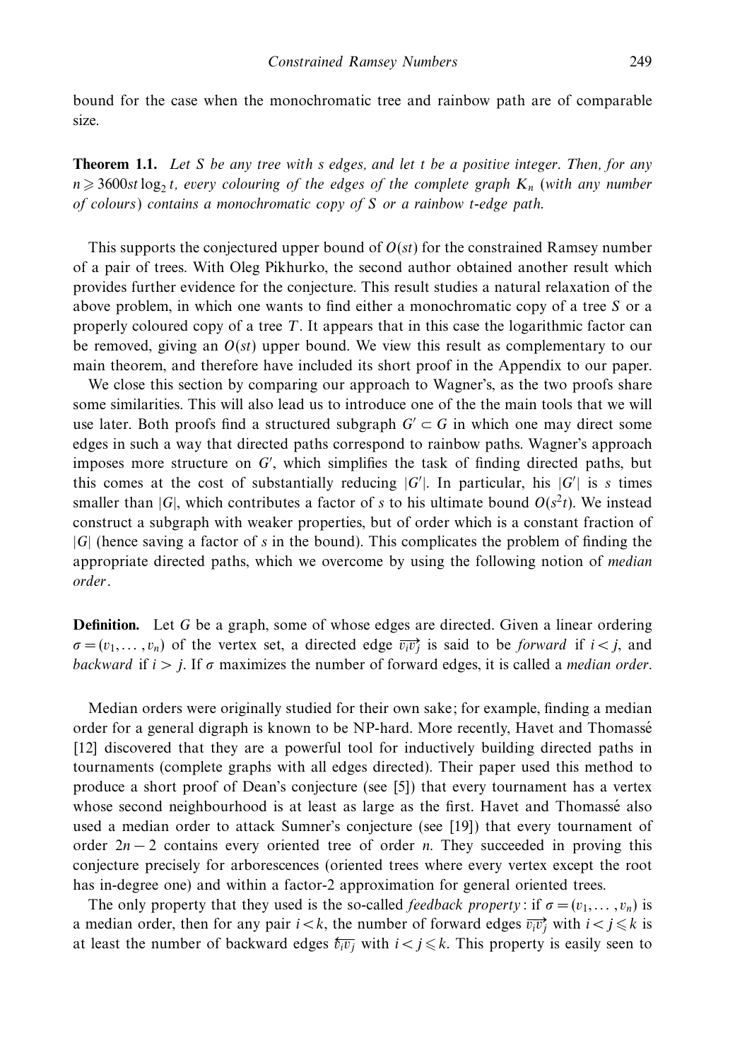bound for the case when the monochromatic tree and rainbow path are of comparable size.

**Theorem 1.1.** *Let $S$ be any tree with $s$ edges, and let $t$ be a positive integer. Then, for any $n \geqslant 3600st\log_2 t$, every colouring of the edges of the complete graph $K_n$ (with any number of colours) contains a monochromatic copy of $S$ or a rainbow $t$-edge path.*

This supports the conjectured upper bound of $O(st)$ for the constrained Ramsey number of a pair of trees. With Oleg Pikhurko, the second author obtained another result which provides further evidence for the conjecture. This result studies a natural relaxation of the above problem, in which one wants to find either a monochromatic copy of a tree $S$ or a properly coloured copy of a tree $T$. It appears that in this case the logarithmic factor can be removed, giving an $O(st)$ upper bound. We view this result as complementary to our main theorem, and therefore have included its short proof in the Appendix to our paper.

We close this section by comparing our approach to Wagner's, as the two proofs share some similarities. This will also lead us to introduce one of the the main tools that we will use later. Both proofs find a structured subgraph $G' \subset G$ in which one may direct some edges in such a way that directed paths correspond to rainbow paths. Wagner's approach imposes more structure on $G'$, which simplifies the task of finding directed paths, but this comes at the cost of substantially reducing $|G'|$. In particular, his $|G'|$ is $s$ times smaller than $|G|$, which contributes a factor of $s$ to his ultimate bound $O(s^2t)$. We instead construct a subgraph with weaker properties, but of order which is a constant fraction of $|G|$ (hence saving a factor of $s$ in the bound). This complicates the problem of finding the appropriate directed paths, which we overcome by using the following notion of *median order*.

**Definition.** Let $G$ be a graph, some of whose edges are directed. Given a linear ordering $\sigma = (v_1, \ldots, v_n)$ of the vertex set, a directed edge $\overrightarrow{v_iv_j}$ is said to be *forward* if $i < j$, and *backward* if $i > j$. If $\sigma$ maximizes the number of forward edges, it is called a *median order*.

Median orders were originally studied for their own sake; for example, finding a median order for a general digraph is known to be NP-hard. More recently, Havet and Thomassé [12] discovered that they are a powerful tool for inductively building directed paths in tournaments (complete graphs with all edges directed). Their paper used this method to produce a short proof of Dean's conjecture (see [5]) that every tournament has a vertex whose second neighbourhood is at least as large as the first. Havet and Thomassé also used a median order to attack Sumner's conjecture (see [19]) that every tournament of order $2n - 2$ contains every oriented tree of order $n$. They succeeded in proving this conjecture precisely for arborescences (oriented trees where every vertex except the root has in-degree one) and within a factor-2 approximation for general oriented trees.

The only property that they used is the so-called *feedback property*: if $\sigma = (v_1, \ldots, v_n)$ is a median order, then for any pair $i < k$, the number of forward edges $\overrightarrow{v_iv_j}$ with $i < j \leqslant k$ is at least the number of backward edges $\overleftarrow{v_iv_j}$ with $i < j \leqslant k$. This property is easily seen to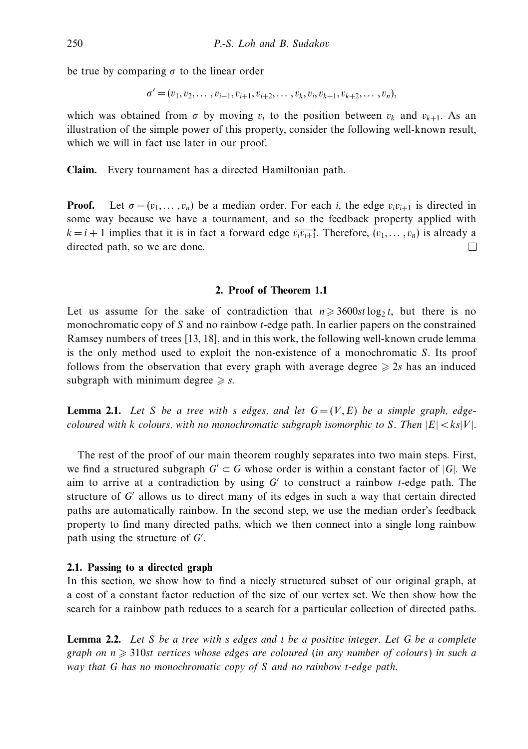be true by comparing $\sigma$ to the linear order

$$\sigma' = (v_1, v_2, \dots, v_{i-1}, v_{i+1}, v_{i+2}, \dots, v_k, v_i, v_{k+1}, v_{k+2}, \dots, v_n),$$

which was obtained from $\sigma$ by moving $v_i$ to the position between $v_k$ and $v_{k+1}$. As an illustration of the simple power of this property, consider the following well-known result, which we will in fact use later in our proof.

**Claim.** Every tournament has a directed Hamiltonian path.

**Proof.** Let $\sigma = (v_1, \dots, v_n)$ be a median order. For each $i$, the edge $v_i v_{i+1}$ is directed in some way because we have a tournament, and so the feedback property applied with $k = i+1$ implies that it is in fact a forward edge $\overrightarrow{v_i v_{i+1}}$. Therefore, $(v_1, \dots, v_n)$ is already a directed path, so we are done. □

## 2. Proof of Theorem 1.1

Let us assume for the sake of contradiction that $n \geqslant 3600 st \log_2 t$, but there is no monochromatic copy of $S$ and no rainbow $t$-edge path. In earlier papers on the constrained Ramsey numbers of trees [13, 18], and in this work, the following well-known crude lemma is the only method used to exploit the non-existence of a monochromatic $S$. Its proof follows from the observation that every graph with average degree $\geqslant 2s$ has an induced subgraph with minimum degree $\geqslant s$.

**Lemma 2.1.** *Let $S$ be a tree with $s$ edges, and let $G = (V, E)$ be a simple graph, edge-coloured with $k$ colours, with no monochromatic subgraph isomorphic to $S$. Then $|E| < ks|V|$.*

The rest of the proof of our main theorem roughly separates into two main steps. First, we find a structured subgraph $G' \subset G$ whose order is within a constant factor of $|G|$. We aim to arrive at a contradiction by using $G'$ to construct a rainbow $t$-edge path. The structure of $G'$ allows us to direct many of its edges in such a way that certain directed paths are automatically rainbow. In the second step, we use the median order's feedback property to find many directed paths, which we then connect into a single long rainbow path using the structure of $G'$.

### 2.1. Passing to a directed graph

In this section, we show how to find a nicely structured subset of our original graph, at a cost of a constant factor reduction of the size of our vertex set. We then show how the search for a rainbow path reduces to a search for a particular collection of directed paths.

**Lemma 2.2.** *Let $S$ be a tree with $s$ edges and $t$ be a positive integer. Let $G$ be a complete graph on $n \geqslant 310 st$ vertices whose edges are coloured (in any number of colours) in such a way that $G$ has no monochromatic copy of $S$ and no rainbow $t$-edge path.*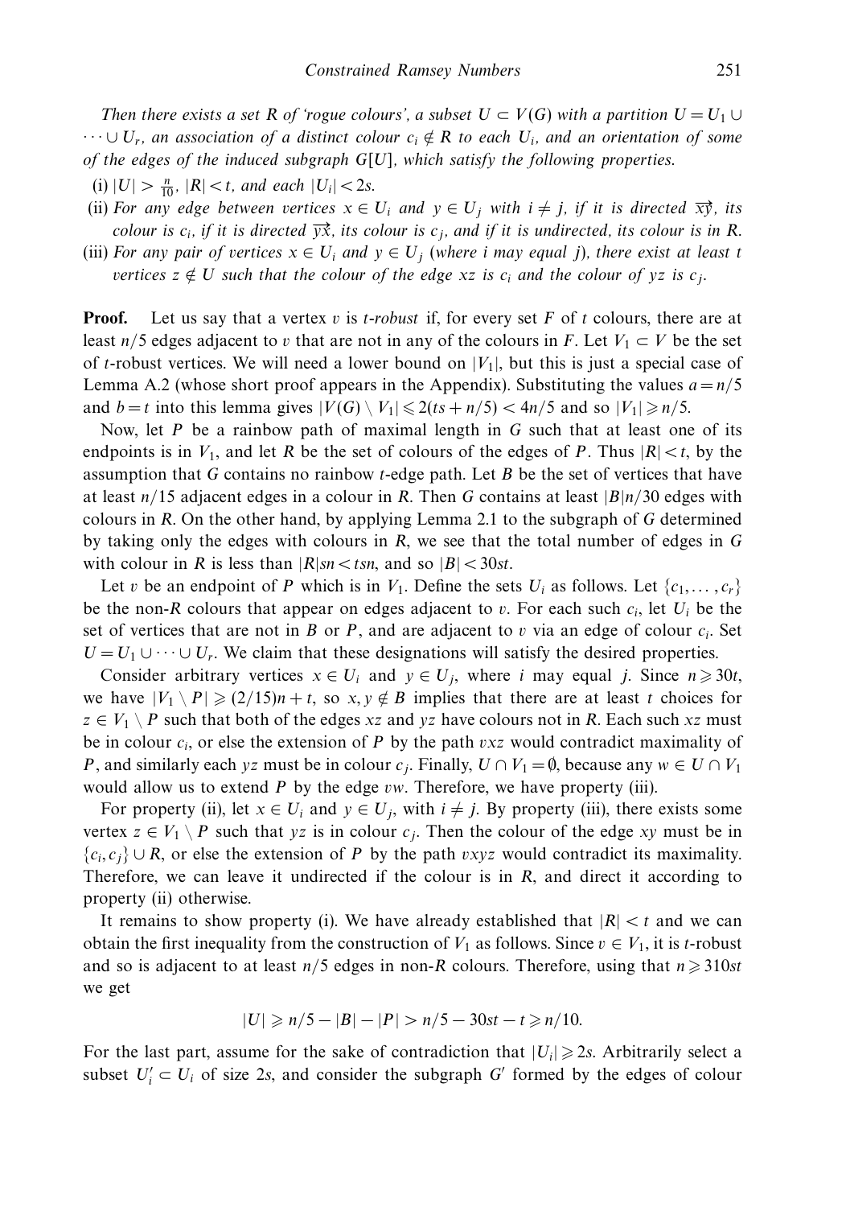*Then there exists a set $R$ of 'rogue colours', a subset $U \subset V(G)$ with a partition $U = U_1 \cup \cdots \cup U_r$, an association of a distinct colour $c_i \notin R$ to each $U_i$, and an orientation of some of the edges of the induced subgraph $G[U]$, which satisfy the following properties.*

(i) $|U| > \frac{n}{10}$, $|R| < t$, *and each* $|U_i| < 2s$.

(ii) *For any edge between vertices $x \in U_i$ and $y \in U_j$ with $i \neq j$, if it is directed $\overrightarrow{xy}$, its colour is $c_i$, if it is directed $\overrightarrow{yx}$, its colour is $c_j$, and if it is undirected, its colour is in $R$.*

(iii) *For any pair of vertices $x \in U_i$ and $y \in U_j$ (where $i$ may equal $j$), there exist at least $t$ vertices $z \notin U$ such that the colour of the edge $xz$ is $c_i$ and the colour of $yz$ is $c_j$.*

**Proof.** Let us say that a vertex $v$ is *$t$-robust* if, for every set $F$ of $t$ colours, there are at least $n/5$ edges adjacent to $v$ that are not in any of the colours in $F$. Let $V_1 \subset V$ be the set of $t$-robust vertices. We will need a lower bound on $|V_1|$, but this is just a special case of Lemma A.2 (whose short proof appears in the Appendix). Substituting the values $a = n/5$ and $b = t$ into this lemma gives $|V(G) \setminus V_1| \leqslant 2(ts + n/5) < 4n/5$ and so $|V_1| \geqslant n/5$.

Now, let $P$ be a rainbow path of maximal length in $G$ such that at least one of its endpoints is in $V_1$, and let $R$ be the set of colours of the edges of $P$. Thus $|R| < t$, by the assumption that $G$ contains no rainbow $t$-edge path. Let $B$ be the set of vertices that have at least $n/15$ adjacent edges in a colour in $R$. Then $G$ contains at least $|B|n/30$ edges with colours in $R$. On the other hand, by applying Lemma 2.1 to the subgraph of $G$ determined by taking only the edges with colours in $R$, we see that the total number of edges in $G$ with colour in $R$ is less than $|R|sn < tsn$, and so $|B| < 30st$.

Let $v$ be an endpoint of $P$ which is in $V_1$. Define the sets $U_i$ as follows. Let $\{c_1, \ldots, c_r\}$ be the non-$R$ colours that appear on edges adjacent to $v$. For each such $c_i$, let $U_i$ be the set of vertices that are not in $B$ or $P$, and are adjacent to $v$ via an edge of colour $c_i$. Set $U = U_1 \cup \cdots \cup U_r$. We claim that these designations will satisfy the desired properties.

Consider arbitrary vertices $x \in U_i$ and $y \in U_j$, where $i$ may equal $j$. Since $n \geqslant 30t$, we have $|V_1 \setminus P| \geqslant (2/15)n + t$, so $x, y \notin B$ implies that there are at least $t$ choices for $z \in V_1 \setminus P$ such that both of the edges $xz$ and $yz$ have colours not in $R$. Each such $xz$ must be in colour $c_i$, or else the extension of $P$ by the path $vxz$ would contradict maximality of $P$, and similarly each $yz$ must be in colour $c_j$. Finally, $U \cap V_1 = \emptyset$, because any $w \in U \cap V_1$ would allow us to extend $P$ by the edge $vw$. Therefore, we have property (iii).

For property (ii), let $x \in U_i$ and $y \in U_j$, with $i \neq j$. By property (iii), there exists some vertex $z \in V_1 \setminus P$ such that $yz$ is in colour $c_j$. Then the colour of the edge $xy$ must be in $\{c_i, c_j\} \cup R$, or else the extension of $P$ by the path $vxyz$ would contradict its maximality. Therefore, we can leave it undirected if the colour is in $R$, and direct it according to property (ii) otherwise.

It remains to show property (i). We have already established that $|R| < t$ and we can obtain the first inequality from the construction of $V_1$ as follows. Since $v \in V_1$, it is $t$-robust and so is adjacent to at least $n/5$ edges in non-$R$ colours. Therefore, using that $n \geqslant 310st$ we get

$$|U| \geqslant n/5 - |B| - |P| > n/5 - 30st - t \geqslant n/10.$$

For the last part, assume for the sake of contradiction that $|U_i| \geqslant 2s$. Arbitrarily select a subset $U_i' \subset U_i$ of size $2s$, and consider the subgraph $G'$ formed by the edges of colour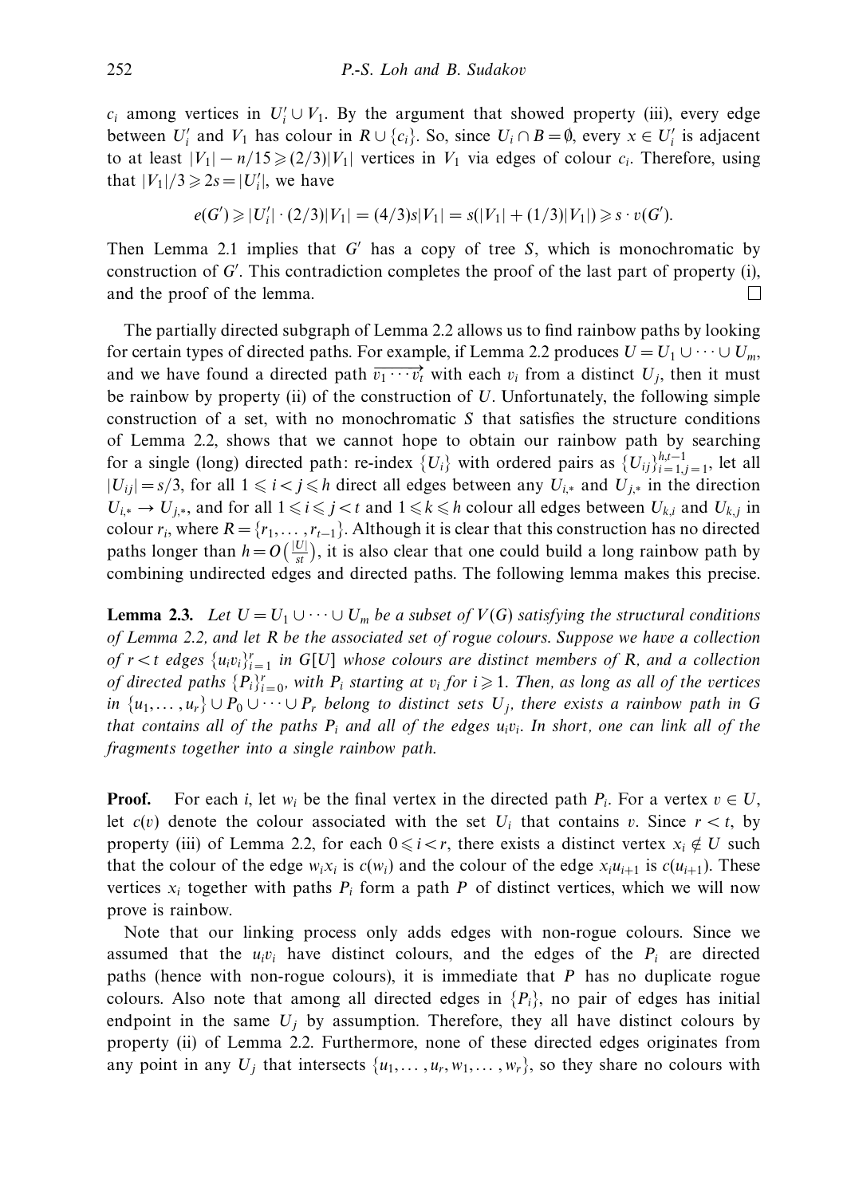$c_i$ among vertices in $U_i' \cup V_1$. By the argument that showed property (iii), every edge between $U_i'$ and $V_1$ has colour in $R \cup \{c_i\}$. So, since $U_i \cap B = \emptyset$, every $x \in U_i'$ is adjacent to at least $|V_1| - n/15 \geqslant (2/3)|V_1|$ vertices in $V_1$ via edges of colour $c_i$. Therefore, using that $|V_1|/3 \geqslant 2s = |U_i'|$, we have

$$e(G') \geqslant |U_i'| \cdot (2/3)|V_1| = (4/3)s|V_1| = s(|V_1| + (1/3)|V_1|) \geqslant s \cdot v(G').$$

Then Lemma 2.1 implies that $G'$ has a copy of tree $S$, which is monochromatic by construction of $G'$. This contradiction completes the proof of the last part of property (i), and the proof of the lemma. □

The partially directed subgraph of Lemma 2.2 allows us to find rainbow paths by looking for certain types of directed paths. For example, if Lemma 2.2 produces $U = U_1 \cup \cdots \cup U_m$, and we have found a directed path $\overrightarrow{v_1 \cdots v_t}$ with each $v_i$ from a distinct $U_j$, then it must be rainbow by property (ii) of the construction of $U$. Unfortunately, the following simple construction of a set, with no monochromatic $S$ that satisfies the structure conditions of Lemma 2.2, shows that we cannot hope to obtain our rainbow path by searching for a single (long) directed path: re-index $\{U_i\}$ with ordered pairs as $\{U_{ij}\}_{i=1,j=1}^{h,t-1}$, let all $|U_{ij}| = s/3$, for all $1 \leqslant i < j \leqslant h$ direct all edges between any $U_{i,*}$ and $U_{j,*}$ in the direction $U_{i,*} \to U_{j,*}$, and for all $1 \leqslant i \leqslant j < t$ and $1 \leqslant k \leqslant h$ colour all edges between $U_{k,i}$ and $U_{k,j}$ in colour $r_i$, where $R = \{r_1, \ldots, r_{t-1}\}$. Although it is clear that this construction has no directed paths longer than $h = O\left(\frac{|U|}{st}\right)$, it is also clear that one could build a long rainbow path by combining undirected edges and directed paths. The following lemma makes this precise.

**Lemma 2.3.** *Let $U = U_1 \cup \cdots \cup U_m$ be a subset of $V(G)$ satisfying the structural conditions of Lemma 2.2, and let $R$ be the associated set of rogue colours. Suppose we have a collection of $r < t$ edges $\{u_i v_i\}_{i=1}^{r}$ in $G[U]$ whose colours are distinct members of $R$, and a collection of directed paths $\{P_i\}_{i=0}^{r}$, with $P_i$ starting at $v_i$ for $i \geqslant 1$. Then, as long as all of the vertices in $\{u_1, \ldots, u_r\} \cup P_0 \cup \cdots \cup P_r$ belong to distinct sets $U_j$, there exists a rainbow path in $G$ that contains all of the paths $P_i$ and all of the edges $u_i v_i$. In short, one can link all of the fragments together into a single rainbow path.*

**Proof.** For each $i$, let $w_i$ be the final vertex in the directed path $P_i$. For a vertex $v \in U$, let $c(v)$ denote the colour associated with the set $U_i$ that contains $v$. Since $r < t$, by property (iii) of Lemma 2.2, for each $0 \leqslant i < r$, there exists a distinct vertex $x_i \notin U$ such that the colour of the edge $w_i x_i$ is $c(w_i)$ and the colour of the edge $x_i u_{i+1}$ is $c(u_{i+1})$. These vertices $x_i$ together with paths $P_i$ form a path $P$ of distinct vertices, which we will now prove is rainbow.

Note that our linking process only adds edges with non-rogue colours. Since we assumed that the $u_i v_i$ have distinct colours, and the edges of the $P_i$ are directed paths (hence with non-rogue colours), it is immediate that $P$ has no duplicate rogue colours. Also note that among all directed edges in $\{P_i\}$, no pair of edges has initial endpoint in the same $U_j$ by assumption. Therefore, they all have distinct colours by property (ii) of Lemma 2.2. Furthermore, none of these directed edges originates from any point in any $U_j$ that intersects $\{u_1, \ldots, u_r, w_1, \ldots, w_r\}$, so they share no colours with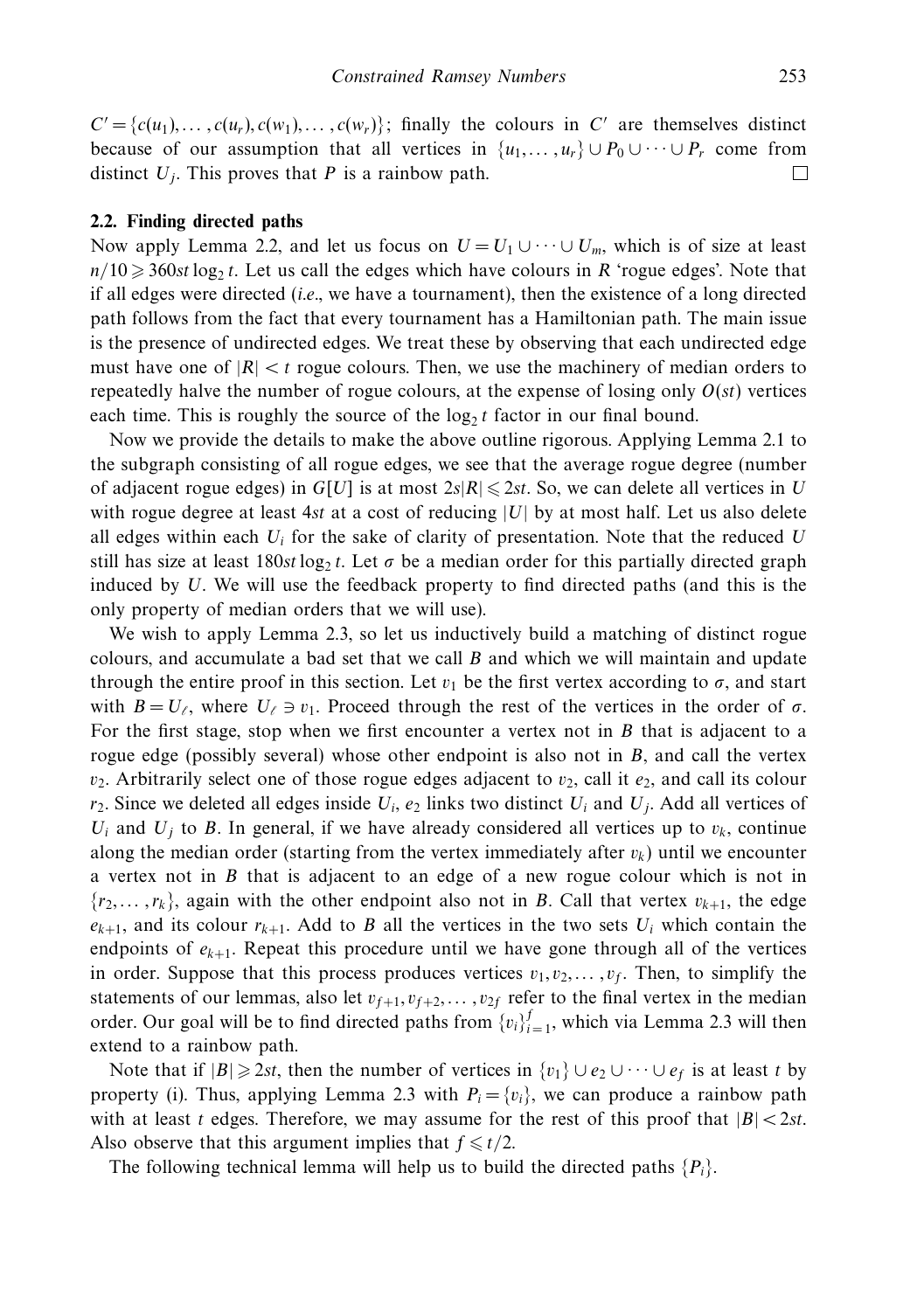$C' = \{c(u_1), \ldots, c(u_r), c(w_1), \ldots, c(w_r)\}$; finally the colours in $C'$ are themselves distinct because of our assumption that all vertices in $\{u_1, \ldots, u_r\} \cup P_0 \cup \cdots \cup P_r$ come from distinct $U_j$. This proves that $P$ is a rainbow path. □

### 2.2. Finding directed paths

Now apply Lemma 2.2, and let us focus on $U = U_1 \cup \cdots \cup U_m$, which is of size at least $n/10 \geqslant 360st \log_2 t$. Let us call the edges which have colours in $R$ 'rogue edges'. Note that if all edges were directed (*i.e.*, we have a tournament), then the existence of a long directed path follows from the fact that every tournament has a Hamiltonian path. The main issue is the presence of undirected edges. We treat these by observing that each undirected edge must have one of $|R| < t$ rogue colours. Then, we use the machinery of median orders to repeatedly halve the number of rogue colours, at the expense of losing only $O(st)$ vertices each time. This is roughly the source of the $\log_2 t$ factor in our final bound.

Now we provide the details to make the above outline rigorous. Applying Lemma 2.1 to the subgraph consisting of all rogue edges, we see that the average rogue degree (number of adjacent rogue edges) in $G[U]$ is at most $2s|R| \leqslant 2st$. So, we can delete all vertices in $U$ with rogue degree at least $4st$ at a cost of reducing $|U|$ by at most half. Let us also delete all edges within each $U_i$ for the sake of clarity of presentation. Note that the reduced $U$ still has size at least $180st \log_2 t$. Let $\sigma$ be a median order for this partially directed graph induced by $U$. We will use the feedback property to find directed paths (and this is the only property of median orders that we will use).

We wish to apply Lemma 2.3, so let us inductively build a matching of distinct rogue colours, and accumulate a bad set that we call $B$ and which we will maintain and update through the entire proof in this section. Let $v_1$ be the first vertex according to $\sigma$, and start with $B = U_\ell$, where $U_\ell \ni v_1$. Proceed through the rest of the vertices in the order of $\sigma$. For the first stage, stop when we first encounter a vertex not in $B$ that is adjacent to a rogue edge (possibly several) whose other endpoint is also not in $B$, and call the vertex $v_2$. Arbitrarily select one of those rogue edges adjacent to $v_2$, call it $e_2$, and call its colour $r_2$. Since we deleted all edges inside $U_i$, $e_2$ links two distinct $U_i$ and $U_j$. Add all vertices of $U_i$ and $U_j$ to $B$. In general, if we have already considered all vertices up to $v_k$, continue along the median order (starting from the vertex immediately after $v_k$) until we encounter a vertex not in $B$ that is adjacent to an edge of a new rogue colour which is not in $\{r_2, \ldots, r_k\}$, again with the other endpoint also not in $B$. Call that vertex $v_{k+1}$, the edge $e_{k+1}$, and its colour $r_{k+1}$. Add to $B$ all the vertices in the two sets $U_i$ which contain the endpoints of $e_{k+1}$. Repeat this procedure until we have gone through all of the vertices in order. Suppose that this process produces vertices $v_1, v_2, \ldots, v_f$. Then, to simplify the statements of our lemmas, also let $v_{f+1}, v_{f+2}, \ldots, v_{2f}$ refer to the final vertex in the median order. Our goal will be to find directed paths from $\{v_i\}_{i=1}^f$, which via Lemma 2.3 will then extend to a rainbow path.

Note that if $|B| \geqslant 2st$, then the number of vertices in $\{v_1\} \cup e_2 \cup \cdots \cup e_f$ is at least $t$ by property (i). Thus, applying Lemma 2.3 with $P_i = \{v_i\}$, we can produce a rainbow path with at least $t$ edges. Therefore, we may assume for the rest of this proof that $|B| < 2st$. Also observe that this argument implies that $f \leqslant t/2$.

The following technical lemma will help us to build the directed paths $\{P_i\}$.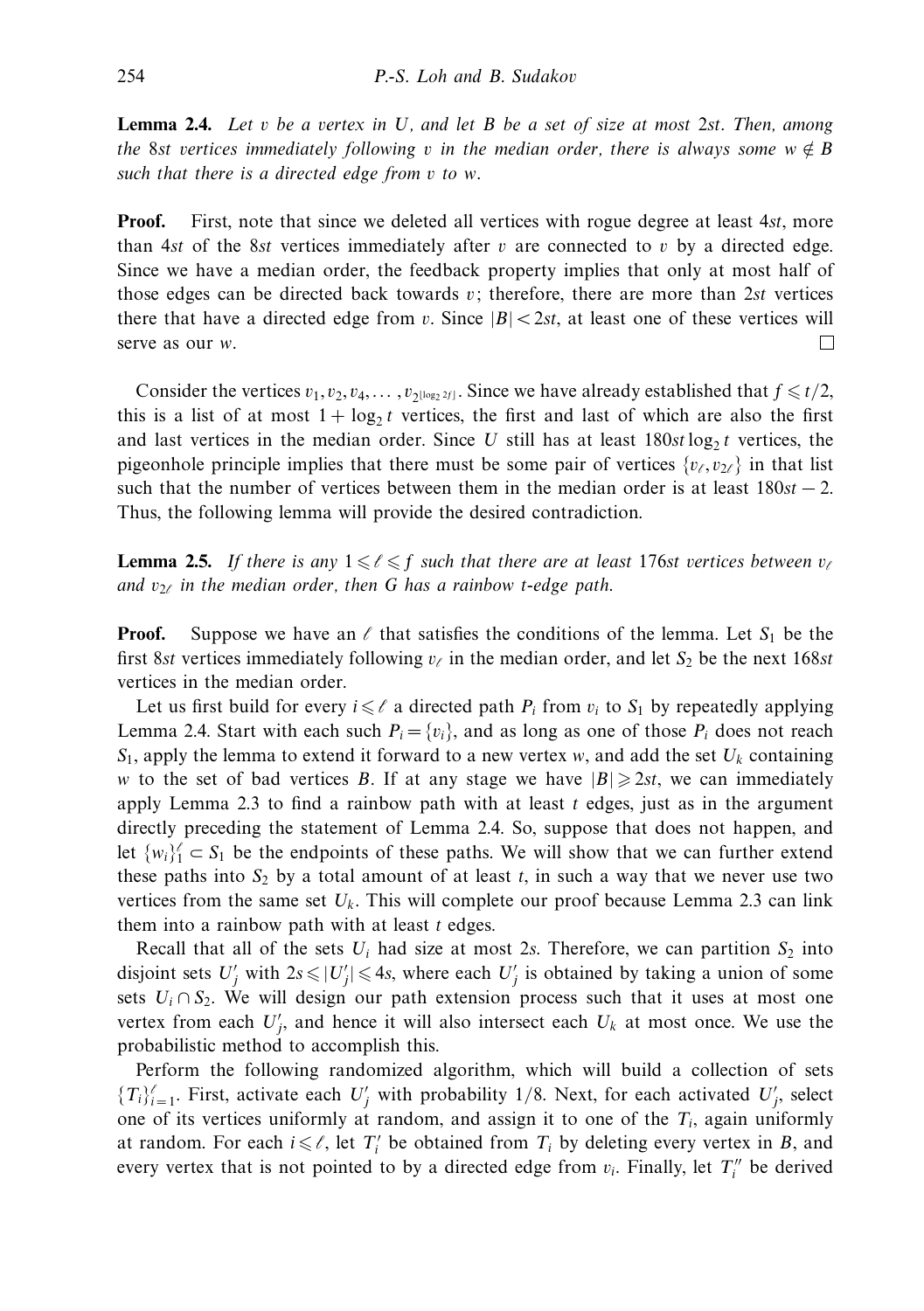**Lemma 2.4.** *Let $v$ be a vertex in $U$, and let $B$ be a set of size at most $2st$. Then, among the $8st$ vertices immediately following $v$ in the median order, there is always some $w \notin B$ such that there is a directed edge from $v$ to $w$.*

**Proof.** First, note that since we deleted all vertices with rogue degree at least $4st$, more than $4st$ of the $8st$ vertices immediately after $v$ are connected to $v$ by a directed edge. Since we have a median order, the feedback property implies that only at most half of those edges can be directed back towards $v$; therefore, there are more than $2st$ vertices there that have a directed edge from $v$. Since $|B| < 2st$, at least one of these vertices will serve as our $w$. □

Consider the vertices $v_1, v_2, v_4, \ldots, v_{2^{\lfloor \log_2 2f \rfloor}}$. Since we have already established that $f \leqslant t/2$, this is a list of at most $1 + \log_2 t$ vertices, the first and last of which are also the first and last vertices in the median order. Since $U$ still has at least $180st \log_2 t$ vertices, the pigeonhole principle implies that there must be some pair of vertices $\{v_\ell, v_{2\ell}\}$ in that list such that the number of vertices between them in the median order is at least $180st - 2$. Thus, the following lemma will provide the desired contradiction.

**Lemma 2.5.** *If there is any $1 \leqslant \ell \leqslant f$ such that there are at least $176st$ vertices between $v_\ell$ and $v_{2\ell}$ in the median order, then $G$ has a rainbow $t$-edge path.*

**Proof.** Suppose we have an $\ell$ that satisfies the conditions of the lemma. Let $S_1$ be the first $8st$ vertices immediately following $v_\ell$ in the median order, and let $S_2$ be the next $168st$ vertices in the median order.

Let us first build for every $i \leqslant \ell$ a directed path $P_i$ from $v_i$ to $S_1$ by repeatedly applying Lemma 2.4. Start with each such $P_i = \{v_i\}$, and as long as one of those $P_i$ does not reach $S_1$, apply the lemma to extend it forward to a new vertex $w$, and add the set $U_k$ containing $w$ to the set of bad vertices $B$. If at any stage we have $|B| \geqslant 2st$, we can immediately apply Lemma 2.3 to find a rainbow path with at least $t$ edges, just as in the argument directly preceding the statement of Lemma 2.4. So, suppose that does not happen, and let $\{w_i\}_1^\ell \subset S_1$ be the endpoints of these paths. We will show that we can further extend these paths into $S_2$ by a total amount of at least $t$, in such a way that we never use two vertices from the same set $U_k$. This will complete our proof because Lemma 2.3 can link them into a rainbow path with at least $t$ edges.

Recall that all of the sets $U_i$ had size at most $2s$. Therefore, we can partition $S_2$ into disjoint sets $U'_j$ with $2s \leqslant |U'_j| \leqslant 4s$, where each $U'_j$ is obtained by taking a union of some sets $U_i \cap S_2$. We will design our path extension process such that it uses at most one vertex from each $U'_j$, and hence it will also intersect each $U_k$ at most once. We use the probabilistic method to accomplish this.

Perform the following randomized algorithm, which will build a collection of sets $\{T_i\}_{i=1}^\ell$. First, activate each $U'_j$ with probability $1/8$. Next, for each activated $U'_j$, select one of its vertices uniformly at random, and assign it to one of the $T_i$, again uniformly at random. For each $i \leqslant \ell$, let $T'_i$ be obtained from $T_i$ by deleting every vertex in $B$, and every vertex that is not pointed to by a directed edge from $v_i$. Finally, let $T''_i$ be derived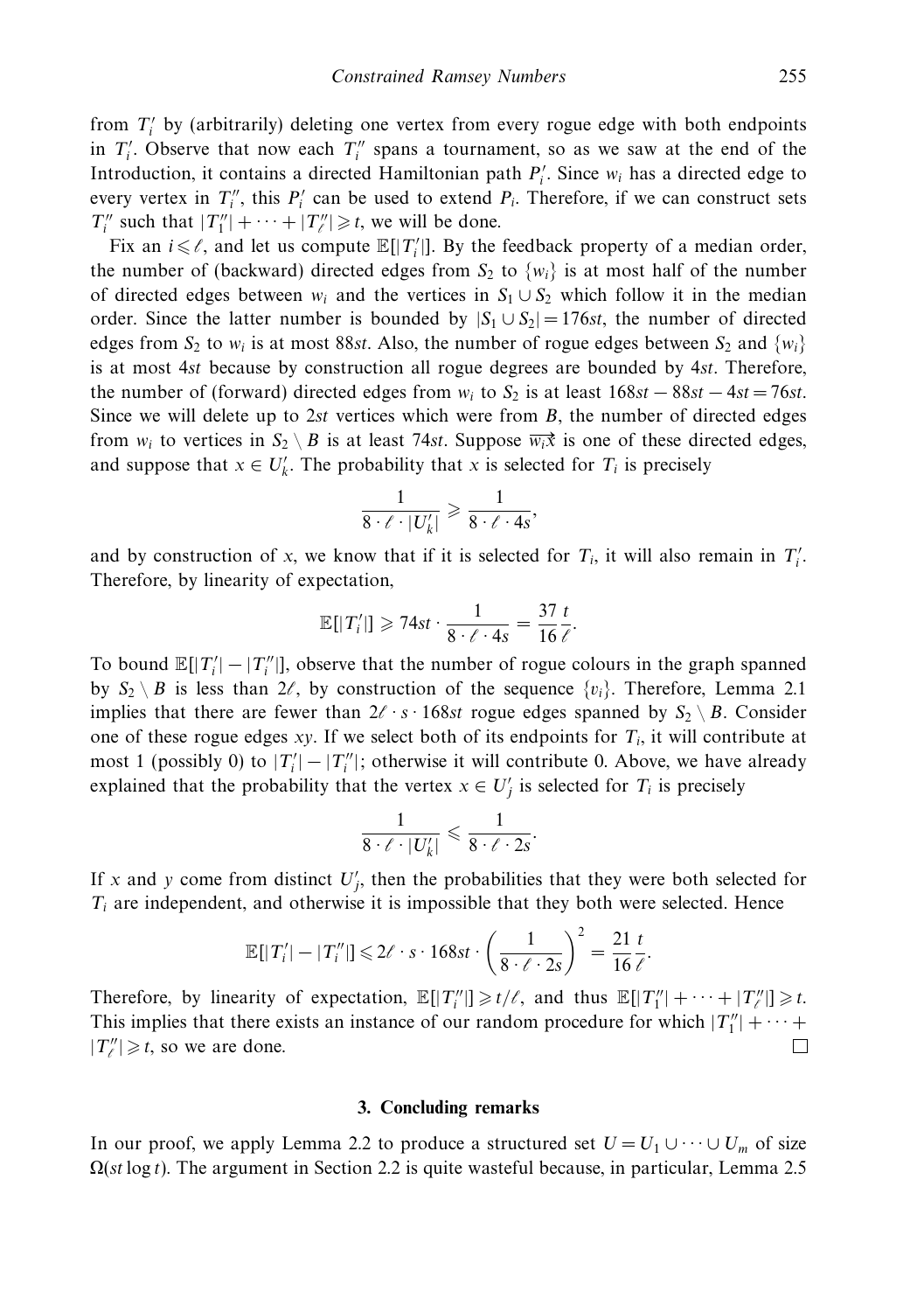from $T_i'$ by (arbitrarily) deleting one vertex from every rogue edge with both endpoints in $T_i'$. Observe that now each $T_i''$ spans a tournament, so as we saw at the end of the Introduction, it contains a directed Hamiltonian path $P_i'$. Since $w_i$ has a directed edge to every vertex in $T_i''$, this $P_i'$ can be used to extend $P_i$. Therefore, if we can construct sets $T_i''$ such that $|T_1''| + \cdots + |T_\ell''| \geqslant t$, we will be done.

Fix an $i \leqslant \ell$, and let us compute $\mathbb{E}[|T_i'|]$. By the feedback property of a median order, the number of (backward) directed edges from $S_2$ to $\{w_i\}$ is at most half of the number of directed edges between $w_i$ and the vertices in $S_1 \cup S_2$ which follow it in the median order. Since the latter number is bounded by $|S_1 \cup S_2| = 176st$, the number of directed edges from $S_2$ to $w_i$ is at most $88st$. Also, the number of rogue edges between $S_2$ and $\{w_i\}$ is at most $4st$ because by construction all rogue degrees are bounded by $4st$. Therefore, the number of (forward) directed edges from $w_i$ to $S_2$ is at least $168st - 88st - 4st = 76st$. Since we will delete up to $2st$ vertices which were from $B$, the number of directed edges from $w_i$ to vertices in $S_2 \setminus B$ is at least $74st$. Suppose $\overrightarrow{w_i x}$ is one of these directed edges, and suppose that $x \in U_k'$. The probability that $x$ is selected for $T_i$ is precisely

$$\frac{1}{8 \cdot \ell \cdot |U_k'|} \geqslant \frac{1}{8 \cdot \ell \cdot 4s},$$

and by construction of $x$, we know that if it is selected for $T_i$, it will also remain in $T_i'$. Therefore, by linearity of expectation,

$$\mathbb{E}[|T_i'|] \geqslant 74st \cdot \frac{1}{8 \cdot \ell \cdot 4s} = \frac{37}{16}\frac{t}{\ell}.$$

To bound $\mathbb{E}[|T_i'| - |T_i''|]$, observe that the number of rogue colours in the graph spanned by $S_2 \setminus B$ is less than $2\ell$, by construction of the sequence $\{v_i\}$. Therefore, Lemma 2.1 implies that there are fewer than $2\ell \cdot s \cdot 168st$ rogue edges spanned by $S_2 \setminus B$. Consider one of these rogue edges $xy$. If we select both of its endpoints for $T_i$, it will contribute at most 1 (possibly 0) to $|T_i'| - |T_i''|$; otherwise it will contribute 0. Above, we have already explained that the probability that the vertex $x \in U_j'$ is selected for $T_i$ is precisely

$$\frac{1}{8 \cdot \ell \cdot |U_k'|} \leqslant \frac{1}{8 \cdot \ell \cdot 2s}.$$

If $x$ and $y$ come from distinct $U_j'$, then the probabilities that they were both selected for $T_i$ are independent, and otherwise it is impossible that they both were selected. Hence

$$\mathbb{E}[|T_i'| - |T_i''|] \leqslant 2\ell \cdot s \cdot 168st \cdot \left(\frac{1}{8 \cdot \ell \cdot 2s}\right)^2 = \frac{21}{16}\frac{t}{\ell}.$$

Therefore, by linearity of expectation, $\mathbb{E}[|T_i''|] \geqslant t/\ell$, and thus $\mathbb{E}[|T_1''| + \cdots + |T_\ell''|] \geqslant t$. This implies that there exists an instance of our random procedure for which $|T_1''| + \cdots + |T_\ell''| \geqslant t$, so we are done. $\square$

## 3. Concluding remarks

In our proof, we apply Lemma 2.2 to produce a structured set $U = U_1 \cup \cdots \cup U_m$ of size $\Omega(st \log t)$. The argument in Section 2.2 is quite wasteful because, in particular, Lemma 2.5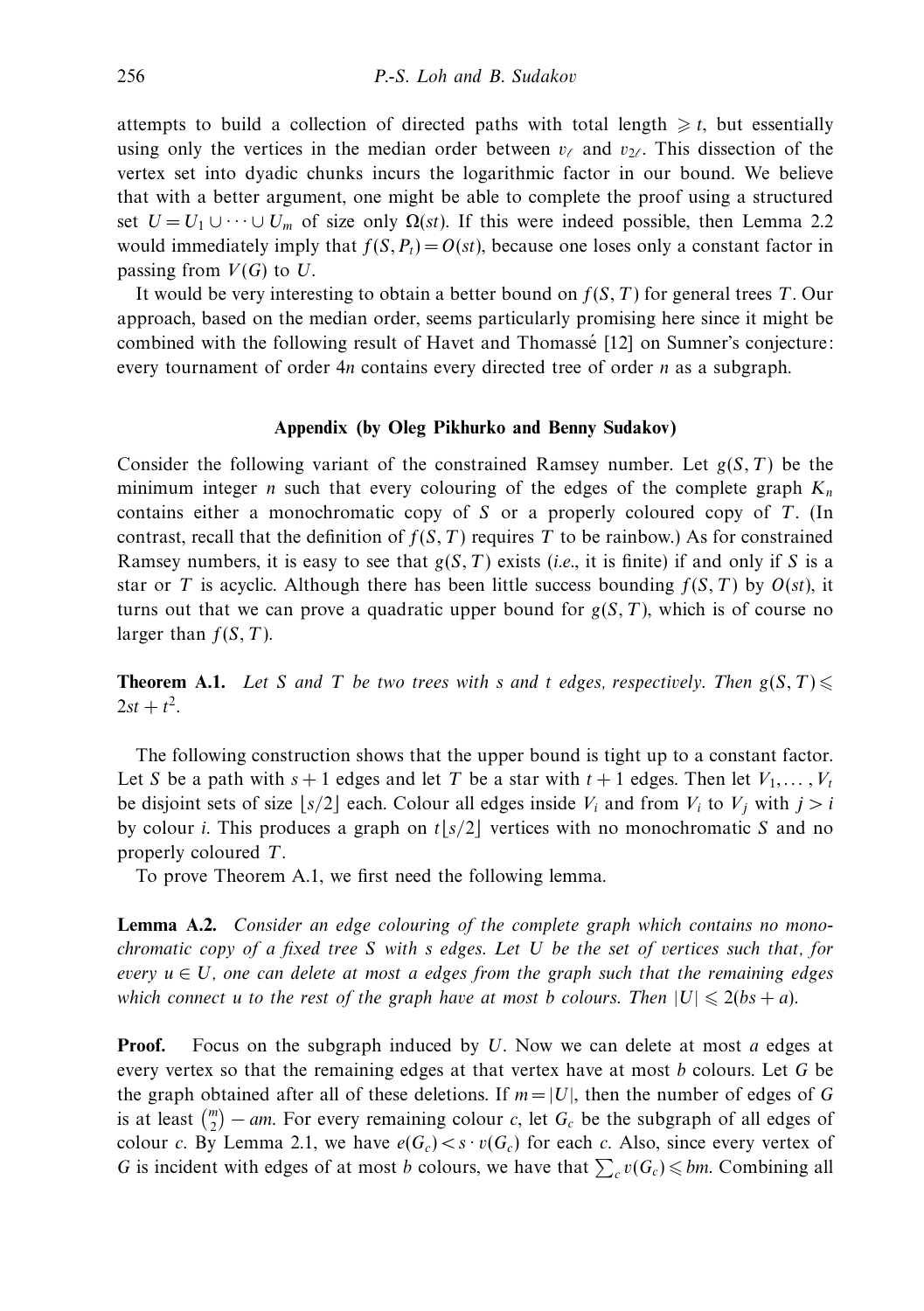attempts to build a collection of directed paths with total length $\geqslant t$, but essentially using only the vertices in the median order between $v_\ell$ and $v_{2\ell}$. This dissection of the vertex set into dyadic chunks incurs the logarithmic factor in our bound. We believe that with a better argument, one might be able to complete the proof using a structured set $U = U_1 \cup \cdots \cup U_m$ of size only $\Omega(st)$. If this were indeed possible, then Lemma 2.2 would immediately imply that $f(S, P_t) = O(st)$, because one loses only a constant factor in passing from $V(G)$ to $U$.

It would be very interesting to obtain a better bound on $f(S, T)$ for general trees $T$. Our approach, based on the median order, seems particularly promising here since it might be combined with the following result of Havet and Thomassé [12] on Sumner's conjecture: every tournament of order $4n$ contains every directed tree of order $n$ as a subgraph.

## Appendix (by Oleg Pikhurko and Benny Sudakov)

Consider the following variant of the constrained Ramsey number. Let $g(S, T)$ be the minimum integer $n$ such that every colouring of the edges of the complete graph $K_n$ contains either a monochromatic copy of $S$ or a properly coloured copy of $T$. (In contrast, recall that the definition of $f(S, T)$ requires $T$ to be rainbow.) As for constrained Ramsey numbers, it is easy to see that $g(S, T)$ exists (*i.e.*, it is finite) if and only if $S$ is a star or $T$ is acyclic. Although there has been little success bounding $f(S, T)$ by $O(st)$, it turns out that we can prove a quadratic upper bound for $g(S, T)$, which is of course no larger than $f(S, T)$.

**Theorem A.1.** *Let $S$ and $T$ be two trees with $s$ and $t$ edges, respectively. Then $g(S, T) \leqslant 2st + t^2$.*

The following construction shows that the upper bound is tight up to a constant factor. Let $S$ be a path with $s + 1$ edges and let $T$ be a star with $t + 1$ edges. Then let $V_1, \ldots, V_t$ be disjoint sets of size $\lfloor s/2 \rfloor$ each. Colour all edges inside $V_i$ and from $V_i$ to $V_j$ with $j > i$ by colour $i$. This produces a graph on $t\lfloor s/2 \rfloor$ vertices with no monochromatic $S$ and no properly coloured $T$.

To prove Theorem A.1, we first need the following lemma.

**Lemma A.2.** *Consider an edge colouring of the complete graph which contains no monochromatic copy of a fixed tree $S$ with $s$ edges. Let $U$ be the set of vertices such that, for every $u \in U$, one can delete at most $a$ edges from the graph such that the remaining edges which connect $u$ to the rest of the graph have at most $b$ colours. Then $|U| \leqslant 2(bs + a)$.*

**Proof.** Focus on the subgraph induced by $U$. Now we can delete at most $a$ edges at every vertex so that the remaining edges at that vertex have at most $b$ colours. Let $G$ be the graph obtained after all of these deletions. If $m = |U|$, then the number of edges of $G$ is at least $\binom{m}{2} - am$. For every remaining colour $c$, let $G_c$ be the subgraph of all edges of colour $c$. By Lemma 2.1, we have $e(G_c) < s \cdot v(G_c)$ for each $c$. Also, since every vertex of $G$ is incident with edges of at most $b$ colours, we have that $\sum_c v(G_c) \leqslant bm$. Combining all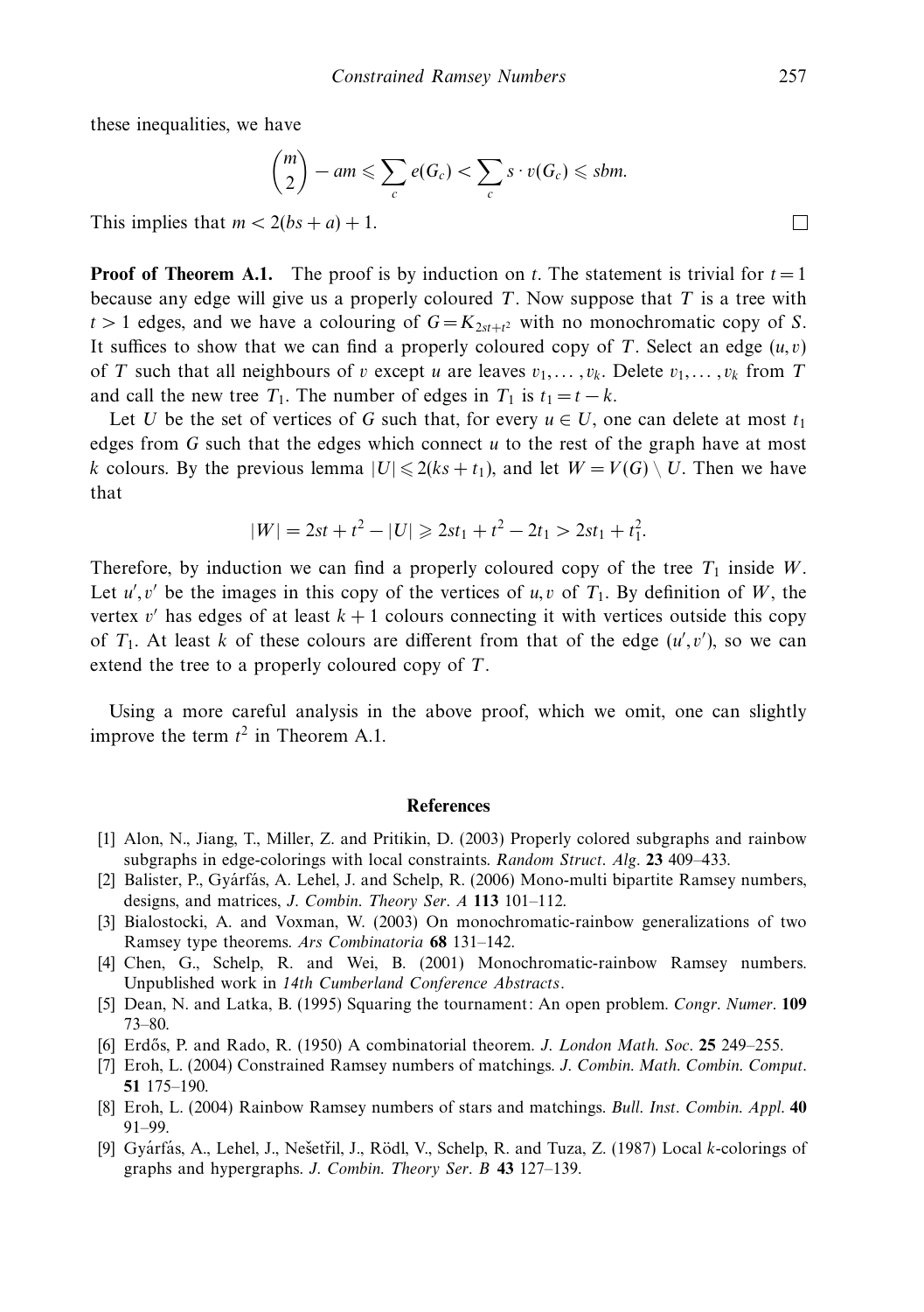these inequalities, we have

$$\binom{m}{2} - am \leqslant \sum_c e(G_c) < \sum_c s \cdot v(G_c) \leqslant sbm.$$

This implies that $m < 2(bs + a) + 1$. $\square$

**Proof of Theorem A.1.** The proof is by induction on $t$. The statement is trivial for $t = 1$ because any edge will give us a properly coloured $T$. Now suppose that $T$ is a tree with $t > 1$ edges, and we have a colouring of $G = K_{2st+t^2}$ with no monochromatic copy of $S$. It suffices to show that we can find a properly coloured copy of $T$. Select an edge $(u, v)$ of $T$ such that all neighbours of $v$ except $u$ are leaves $v_1, \ldots, v_k$. Delete $v_1, \ldots, v_k$ from $T$ and call the new tree $T_1$. The number of edges in $T_1$ is $t_1 = t - k$.

Let $U$ be the set of vertices of $G$ such that, for every $u \in U$, one can delete at most $t_1$ edges from $G$ such that the edges which connect $u$ to the rest of the graph have at most $k$ colours. By the previous lemma $|U| \leqslant 2(ks + t_1)$, and let $W = V(G) \setminus U$. Then we have that

$$|W| = 2st + t^2 - |U| \geqslant 2st_1 + t^2 - 2t_1 > 2st_1 + t_1^2.$$

Therefore, by induction we can find a properly coloured copy of the tree $T_1$ inside $W$. Let $u', v'$ be the images in this copy of the vertices of $u, v$ of $T_1$. By definition of $W$, the vertex $v'$ has edges of at least $k + 1$ colours connecting it with vertices outside this copy of $T_1$. At least $k$ of these colours are different from that of the edge $(u', v')$, so we can extend the tree to a properly coloured copy of $T$.

Using a more careful analysis in the above proof, which we omit, one can slightly improve the term $t^2$ in Theorem A.1.

## References

[1] Alon, N., Jiang, T., Miller, Z. and Pritikin, D. (2003) Properly colored subgraphs and rainbow subgraphs in edge-colorings with local constraints. *Random Struct. Alg.* **23** 409–433.

[2] Balister, P., Gyárfás, A. Lehel, J. and Schelp, R. (2006) Mono-multi bipartite Ramsey numbers, designs, and matrices, *J. Combin. Theory Ser. A* **113** 101–112.

[3] Bialostocki, A. and Voxman, W. (2003) On monochromatic-rainbow generalizations of two Ramsey type theorems. *Ars Combinatoria* **68** 131–142.

[4] Chen, G., Schelp, R. and Wei, B. (2001) Monochromatic-rainbow Ramsey numbers. Unpublished work in *14th Cumberland Conference Abstracts*.

[5] Dean, N. and Latka, B. (1995) Squaring the tournament: An open problem. *Congr. Numer.* **109** 73–80.

[6] Erdős, P. and Rado, R. (1950) A combinatorial theorem. *J. London Math. Soc.* **25** 249–255.

[7] Eroh, L. (2004) Constrained Ramsey numbers of matchings. *J. Combin. Math. Combin. Comput.* **51** 175–190.

[8] Eroh, L. (2004) Rainbow Ramsey numbers of stars and matchings. *Bull. Inst. Combin. Appl.* **40** 91–99.

[9] Gyárfás, A., Lehel, J., Nešetřil, J., Rödl, V., Schelp, R. and Tuza, Z. (1987) Local $k$-colorings of graphs and hypergraphs. *J. Combin. Theory Ser. B* **43** 127–139.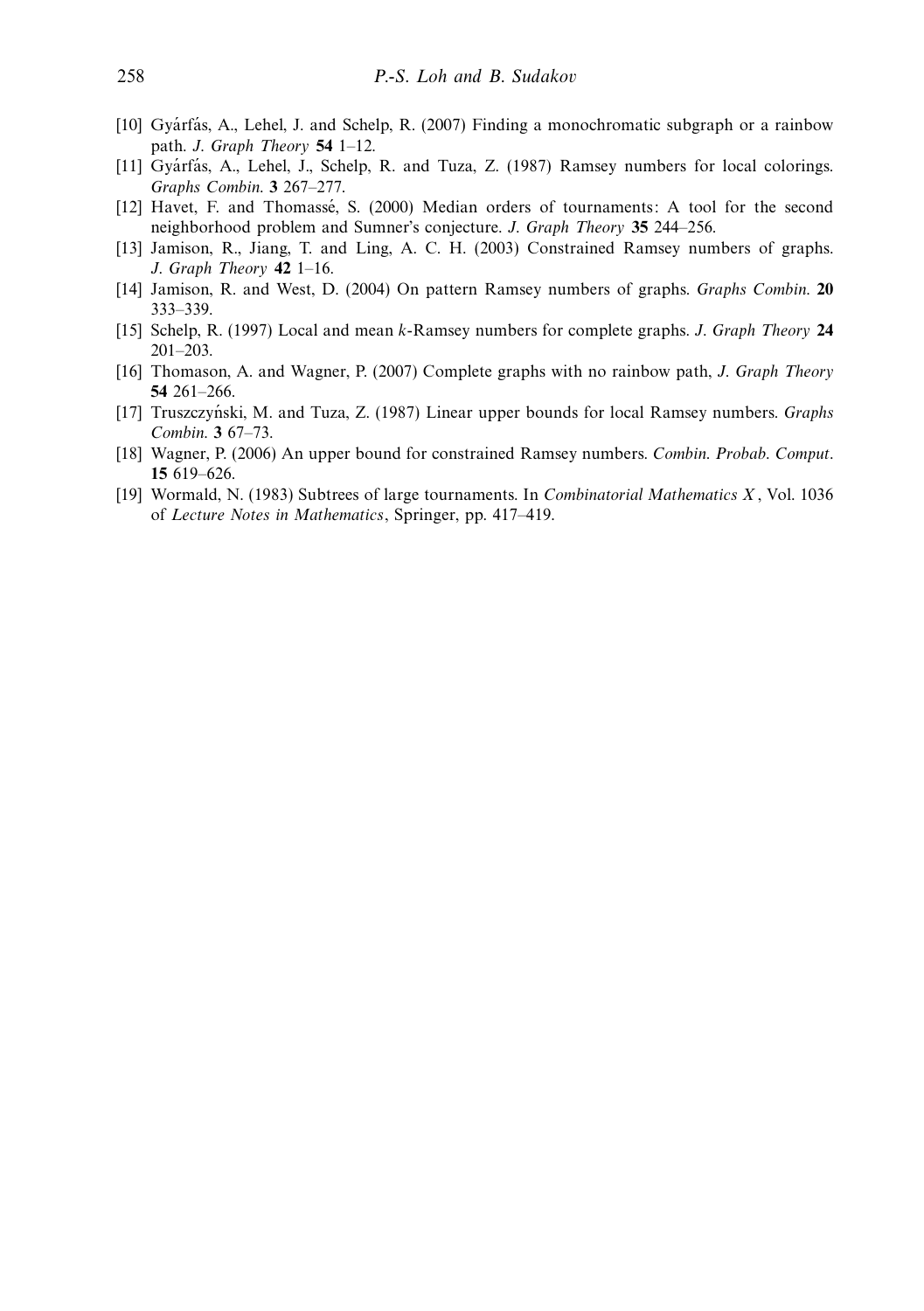[10] Gyárfás, A., Lehel, J. and Schelp, R. (2007) Finding a monochromatic subgraph or a rainbow path. *J. Graph Theory* **54** 1–12.

[11] Gyárfás, A., Lehel, J., Schelp, R. and Tuza, Z. (1987) Ramsey numbers for local colorings. *Graphs Combin.* **3** 267–277.

[12] Havet, F. and Thomassé, S. (2000) Median orders of tournaments: A tool for the second neighborhood problem and Sumner's conjecture. *J. Graph Theory* **35** 244–256.

[13] Jamison, R., Jiang, T. and Ling, A. C. H. (2003) Constrained Ramsey numbers of graphs. *J. Graph Theory* **42** 1–16.

[14] Jamison, R. and West, D. (2004) On pattern Ramsey numbers of graphs. *Graphs Combin.* **20** 333–339.

[15] Schelp, R. (1997) Local and mean $k$-Ramsey numbers for complete graphs. *J. Graph Theory* **24** 201–203.

[16] Thomason, A. and Wagner, P. (2007) Complete graphs with no rainbow path, *J. Graph Theory* **54** 261–266.

[17] Truszczyński, M. and Tuza, Z. (1987) Linear upper bounds for local Ramsey numbers. *Graphs Combin.* **3** 67–73.

[18] Wagner, P. (2006) An upper bound for constrained Ramsey numbers. *Combin. Probab. Comput.* **15** 619–626.

[19] Wormald, N. (1983) Subtrees of large tournaments. In *Combinatorial Mathematics X*, Vol. 1036 of *Lecture Notes in Mathematics*, Springer, pp. 417–419.